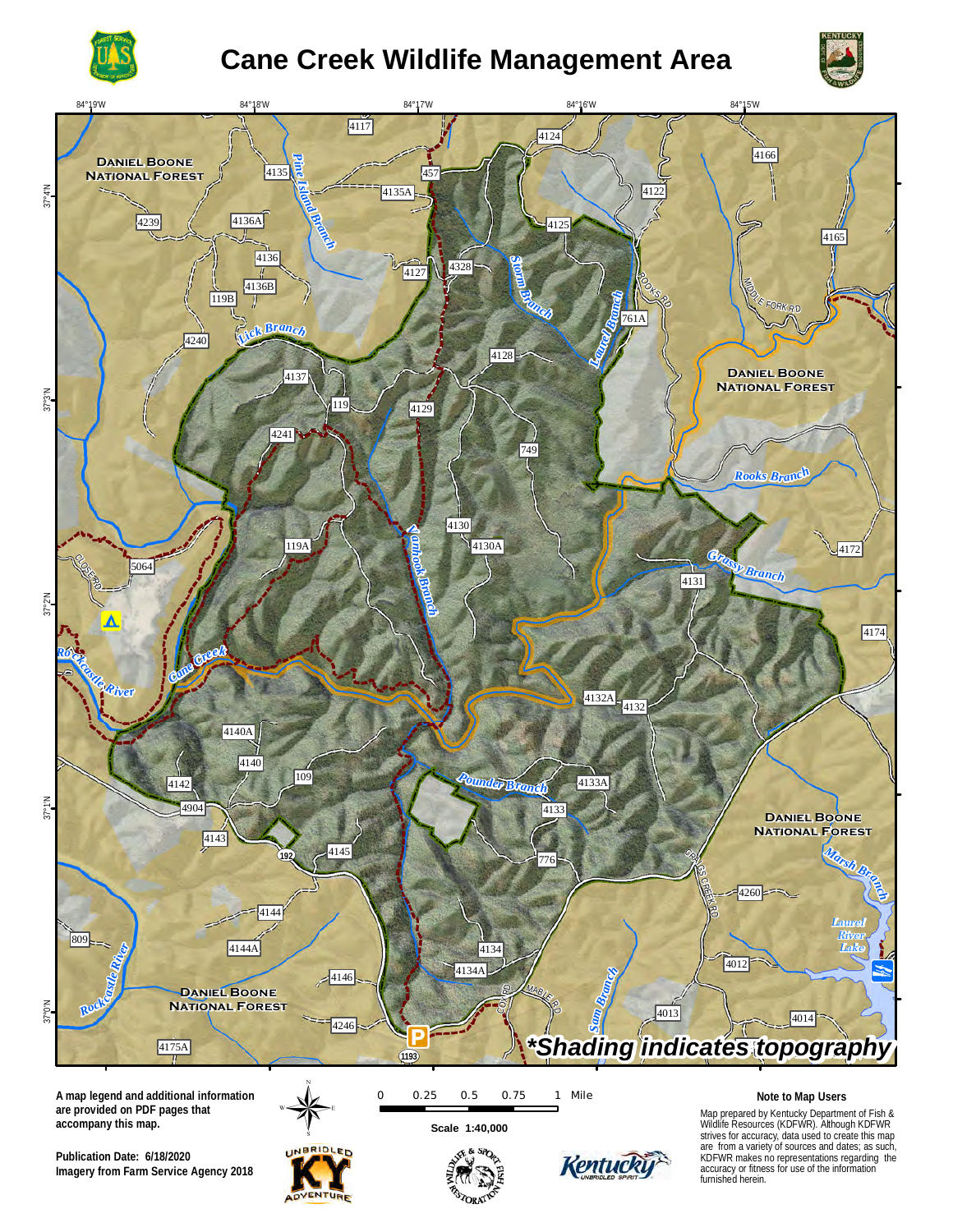# Cane Creek Wildlife Management Area

*Shading indicates topography

A map legend and additional information are provided on PDF pages that accompany this map.

**Publication Date: 6/18/2020**
**Imagery from Farm Service Agency 2018**

0 0.25 0.5 0.75 1 Mile

**Scale 1:40,000**

**Note to Map Users**

Map prepared by Kentucky Department of Fish & Wildlife Resources (KDFWR). Although KDFWR strives for accuracy, data used to create this map are from a variety of sources and dates; as such, KDFWR makes no representations regarding the accuracy or fitness for use of the information furnished herein.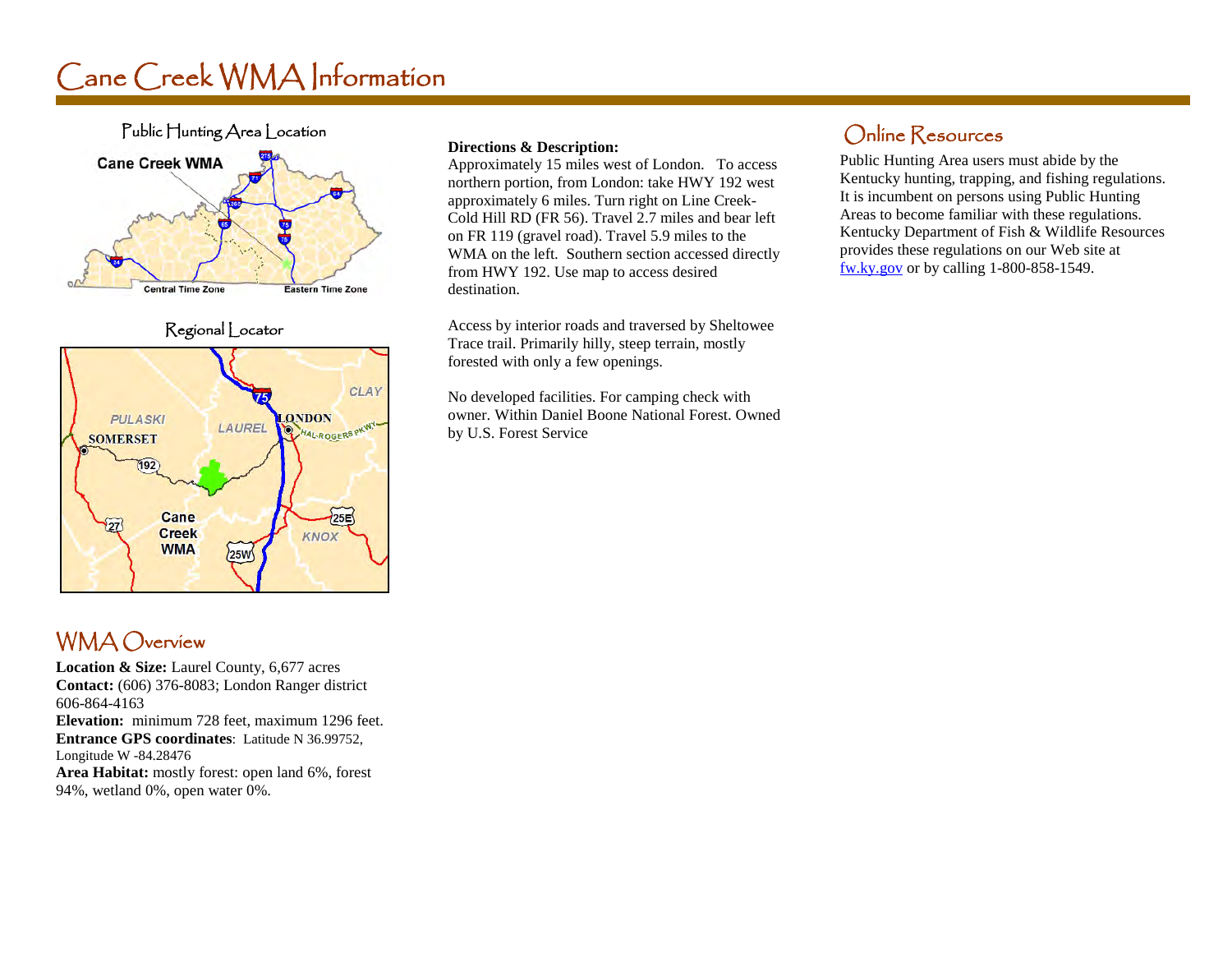# Cane Creek WMA Information

Public Hunting Area Location

Regional Locator

## WMA Overview

**Location & Size:** Laurel County, 6,677 acres
**Contact:** (606) 376-8083; London Ranger district 606-864-4163
**Elevation:** minimum 728 feet, maximum 1296 feet.
**Entrance GPS coordinates**: Latitude N 36.99752, Longitude W -84.28476
**Area Habitat:** mostly forest: open land 6%, forest 94%, wetland 0%, open water 0%.

**Directions & Description:**
Approximately 15 miles west of London. To access northern portion, from London: take HWY 192 west approximately 6 miles. Turn right on Line Creek-Cold Hill RD (FR 56). Travel 2.7 miles and bear left on FR 119 (gravel road). Travel 5.9 miles to the WMA on the left. Southern section accessed directly from HWY 192. Use map to access desired destination.

Access by interior roads and traversed by Sheltowee Trace trail. Primarily hilly, steep terrain, mostly forested with only a few openings.

No developed facilities. For camping check with owner. Within Daniel Boone National Forest. Owned by U.S. Forest Service

## Online Resources

Public Hunting Area users must abide by the Kentucky hunting, trapping, and fishing regulations. It is incumbent on persons using Public Hunting Areas to become familiar with these regulations. Kentucky Department of Fish & Wildlife Resources provides these regulations on our Web site at fw.ky.gov or by calling 1-800-858-1549.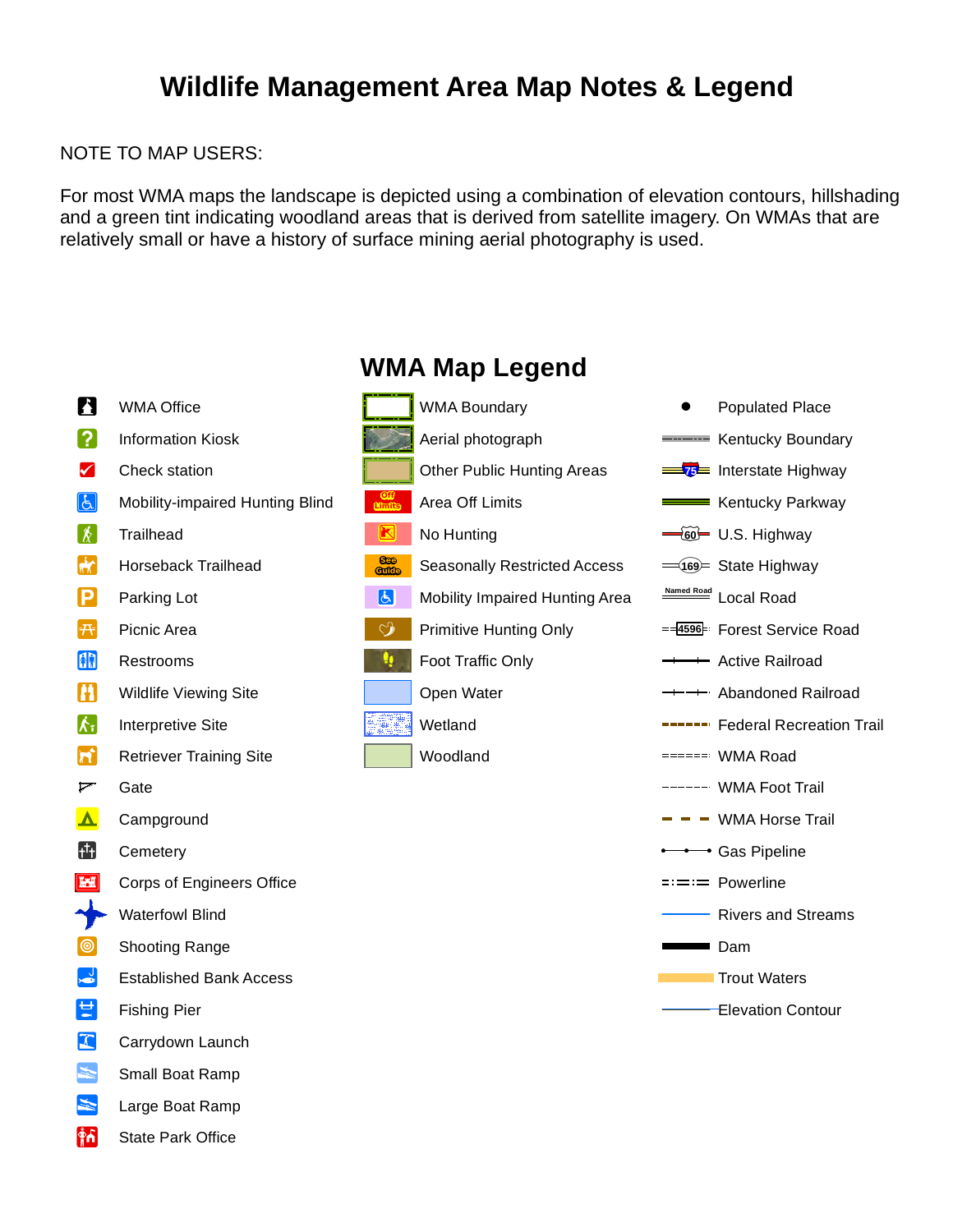# Wildlife Management Area Map Notes & Legend

NOTE TO MAP USERS:

For most WMA maps the landscape is depicted using a combination of elevation contours, hillshading and a green tint indicating woodland areas that is derived from satellite imagery. On WMAs that are relatively small or have a history of surface mining aerial photography is used.

## WMA Map Legend

- WMA Office
- Information Kiosk
- Check station
- Mobility-impaired Hunting Blind
- Trailhead
- Horseback Trailhead
- Parking Lot
- Picnic Area
- Restrooms
- Wildlife Viewing Site
- Interpretive Site
- Retriever Training Site
- Gate
- Campground
- Cemetery
- Corps of Engineers Office
- Waterfowl Blind
- Shooting Range
- Established Bank Access
- Fishing Pier
- Carrydown Launch
- Small Boat Ramp
- Large Boat Ramp
- State Park Office

- WMA Boundary
- Aerial photograph
- Other Public Hunting Areas
- Area Off Limits
- No Hunting
- Seasonally Restricted Access
- Mobility Impaired Hunting Area
- Primitive Hunting Only
- Foot Traffic Only
- Open Water
- Wetland
- Woodland

- Populated Place
- Kentucky Boundary
- Interstate Highway
- Kentucky Parkway
- U.S. Highway
- State Highway
- Local Road
- Forest Service Road
- Active Railroad
- Abandoned Railroad
- Federal Recreation Trail
- WMA Road
- WMA Foot Trail
- WMA Horse Trail
- Gas Pipeline
- Powerline
- Rivers and Streams
- Dam
- Trout Waters
- Elevation Contour